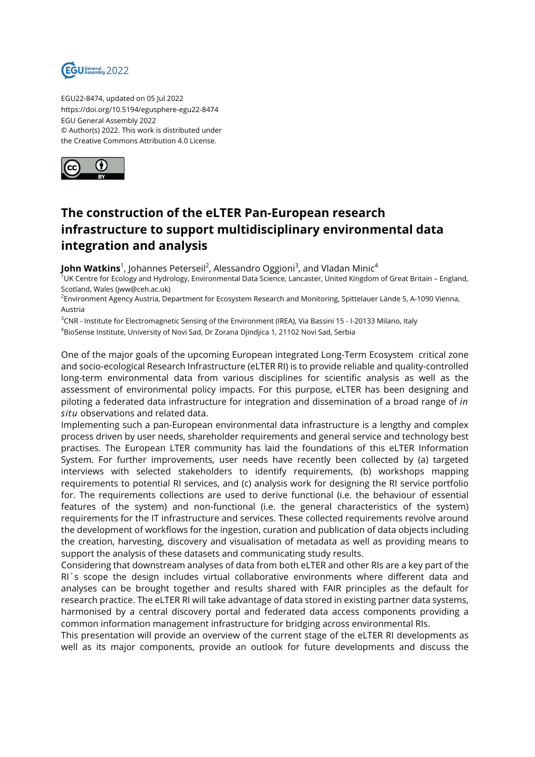EGU22-8474, updated on 05 Jul 2022
https://doi.org/10.5194/egusphere-egu22-8474
EGU General Assembly 2022
© Author(s) 2022. This work is distributed under
the Creative Commons Attribution 4.0 License.

# The construction of the eLTER Pan-European research infrastructure to support multidisciplinary environmental data integration and analysis

**John Watkins**[1], Johannes Peterseil[2], Alessandro Oggioni[3], and Vladan Minic[4]

[1]UK Centre for Ecology and Hydrology, Environmental Data Science, Lancaster, United Kingdom of Great Britain – England, Scotland, Wales (jww@ceh.ac.uk)

[2]Environment Agency Austria, Department for Ecosystem Research and Monitoring, Spittelauer Lände 5, A-1090 Vienna, Austria

[3]CNR - Institute for Electromagnetic Sensing of the Environment (IREA), Via Bassini 15 - I-20133 Milano, Italy

[4]BioSense Institute, University of Novi Sad, Dr Zorana Djindjica 1, 21102 Novi Sad, Serbia

One of the major goals of the upcoming European integrated Long-Term Ecosystem critical zone and socio-ecological Research Infrastructure (eLTER RI) is to provide reliable and quality-controlled long-term environmental data from various disciplines for scientific analysis as well as the assessment of environmental policy impacts. For this purpose, eLTER has been designing and piloting a federated data infrastructure for integration and dissemination of a broad range of *in situ* observations and related data.

Implementing such a pan-European environmental data infrastructure is a lengthy and complex process driven by user needs, shareholder requirements and general service and technology best practises. The European LTER community has laid the foundations of this eLTER Information System. For further improvements, user needs have recently been collected by (a) targeted interviews with selected stakeholders to identify requirements, (b) workshops mapping requirements to potential RI services, and (c) analysis work for designing the RI service portfolio for. The requirements collections are used to derive functional (i.e. the behaviour of essential features of the system) and non-functional (i.e. the general characteristics of the system) requirements for the IT infrastructure and services. These collected requirements revolve around the development of workflows for the ingestion, curation and publication of data objects including the creation, harvesting, discovery and visualisation of metadata as well as providing means to support the analysis of these datasets and communicating study results.

Considering that downstream analyses of data from both eLTER and other RIs are a key part of the RI´s scope the design includes virtual collaborative environments where different data and analyses can be brought together and results shared with FAIR principles as the default for research practice. The eLTER RI will take advantage of data stored in existing partner data systems, harmonised by a central discovery portal and federated data access components providing a common information management infrastructure for bridging across environmental RIs.

This presentation will provide an overview of the current stage of the eLTER RI developments as well as its major components, provide an outlook for future developments and discuss the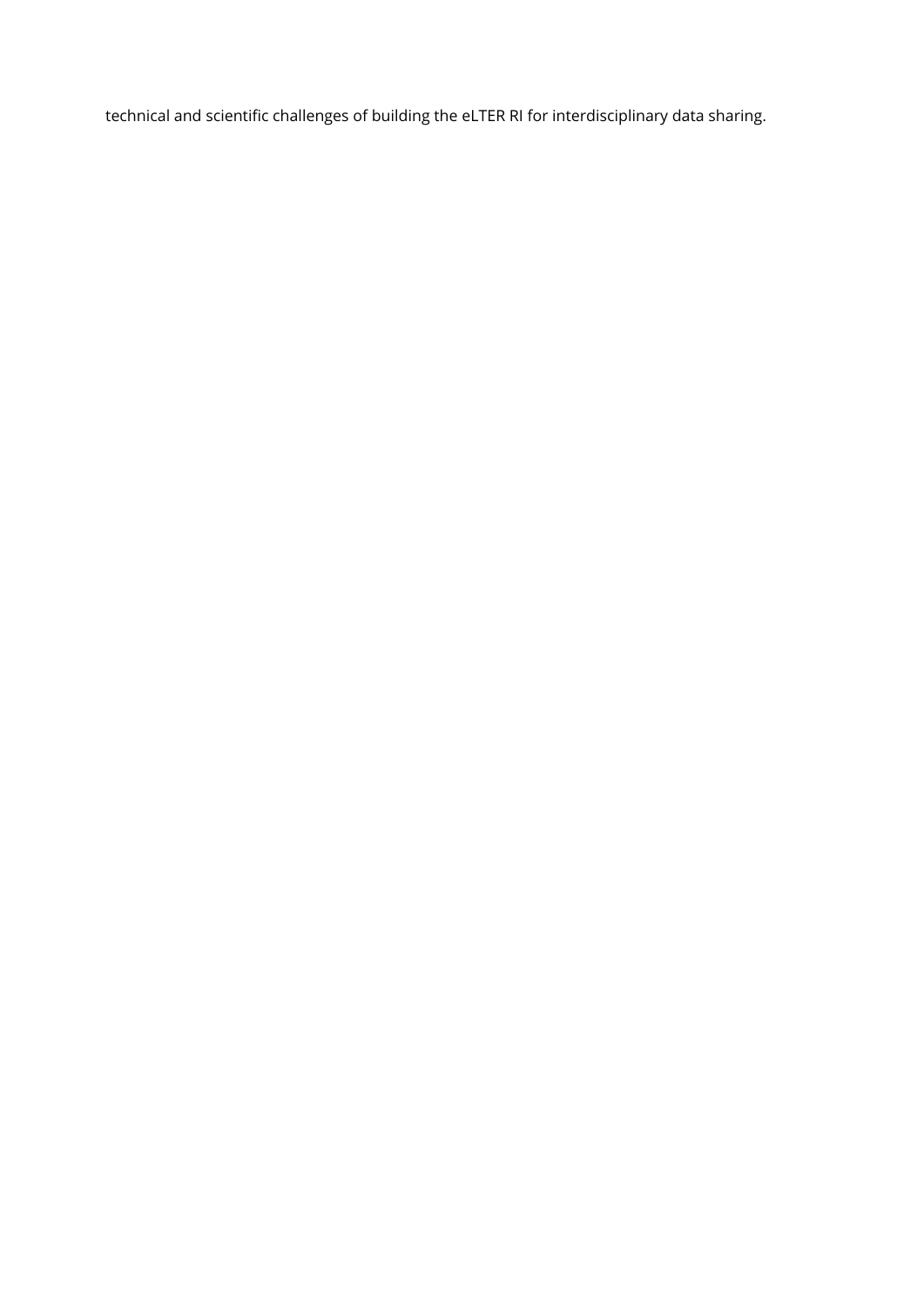technical and scientific challenges of building the eLTER RI for interdisciplinary data sharing.